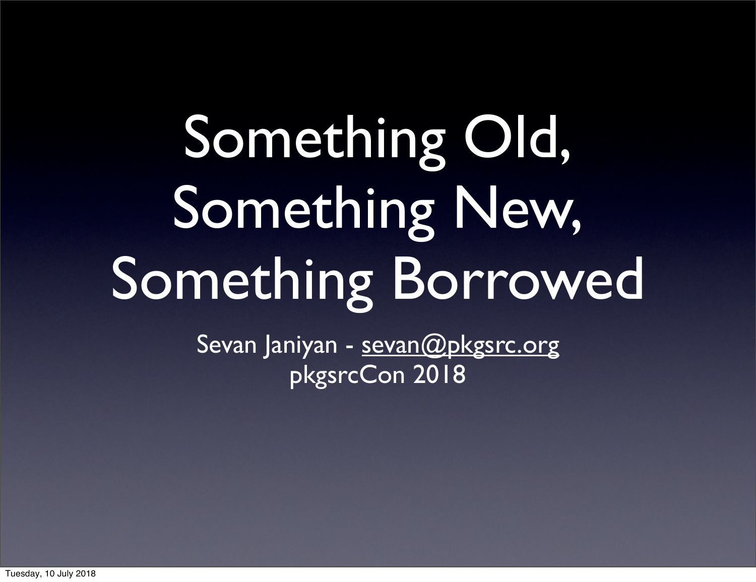# Something Old, Something New, Something Borrowed

Sevan Janiyan - sevan@pkgsrc.org

pkgsrcCon 2018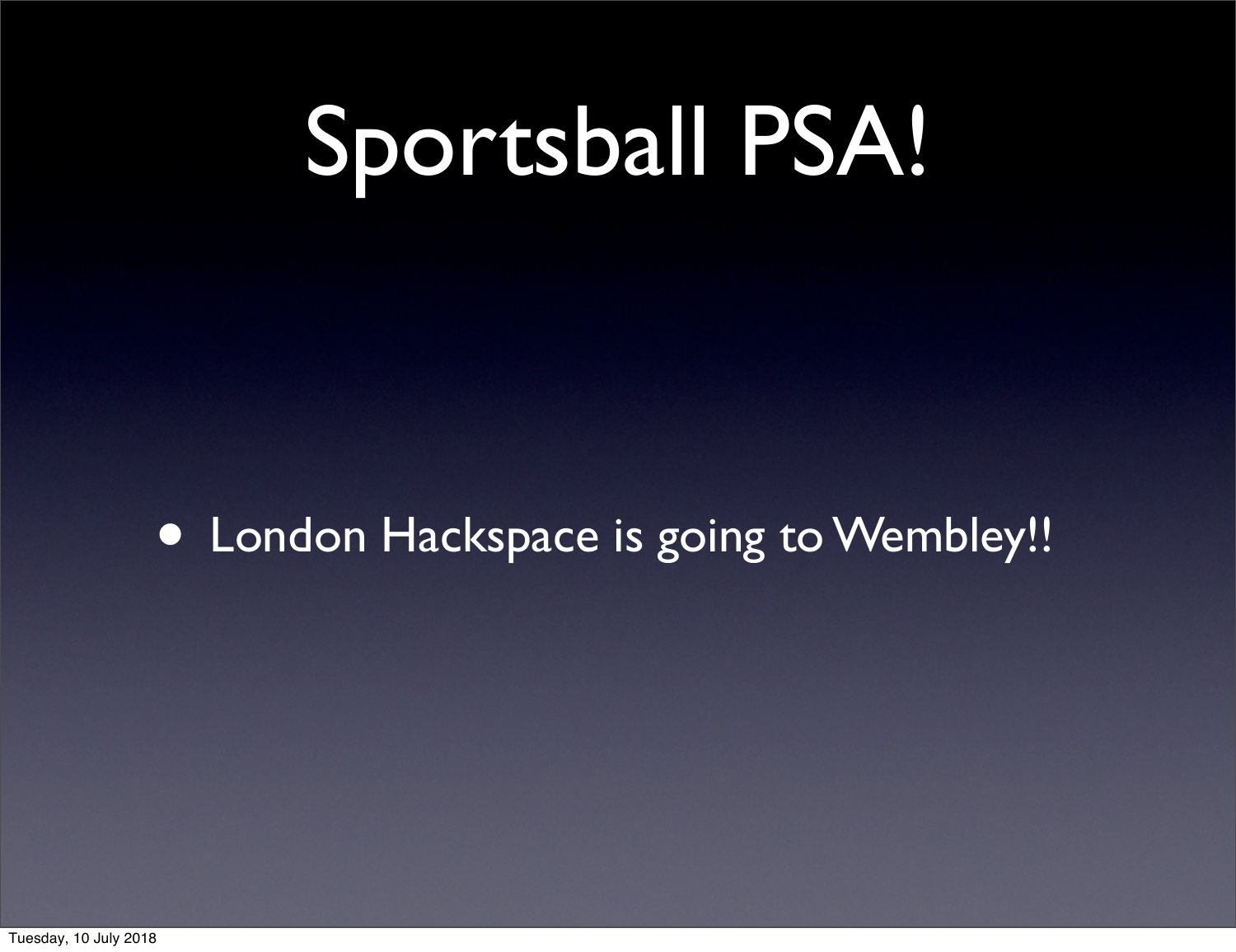# Sportsball PSA!

- London Hackspace is going to Wembley!!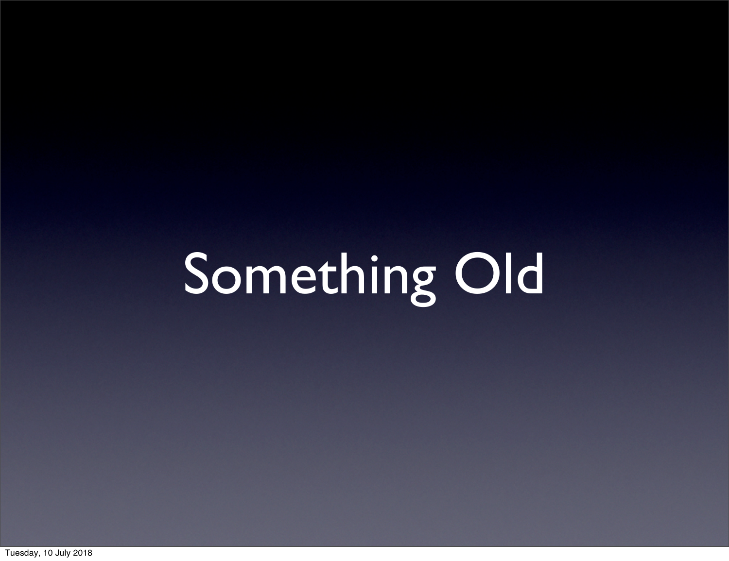# Something Old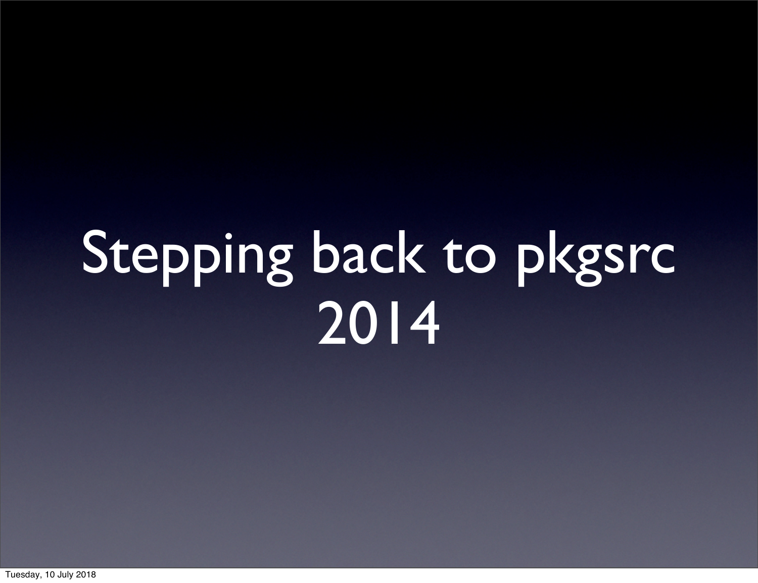# Stepping back to pkgsrc 2014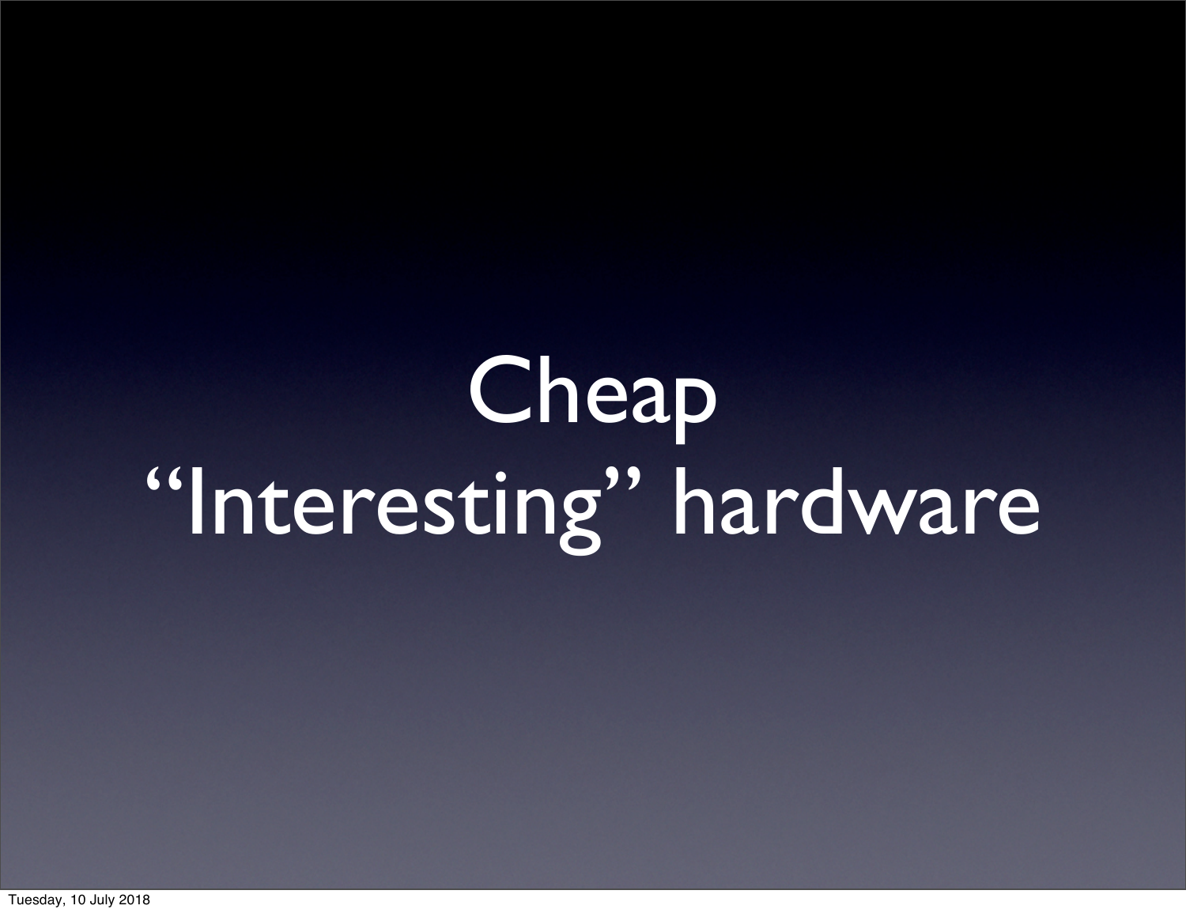# Cheap
# “Interesting” hardware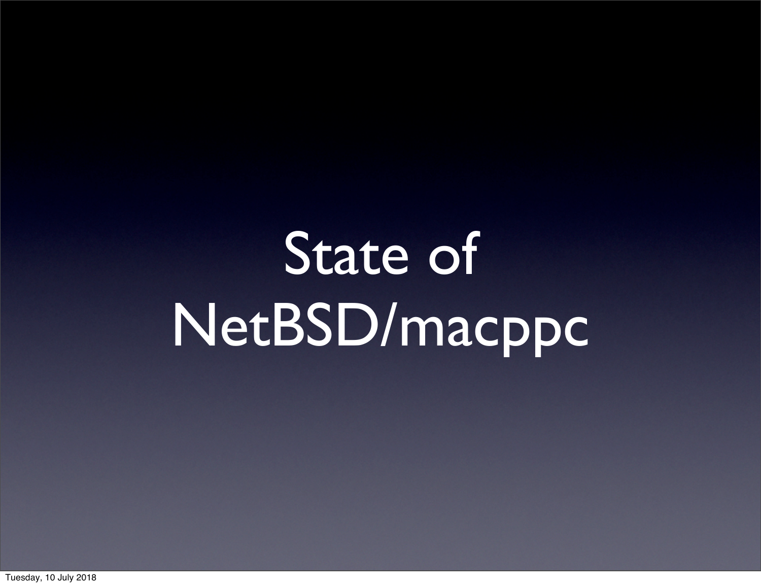# State of NetBSD/macppc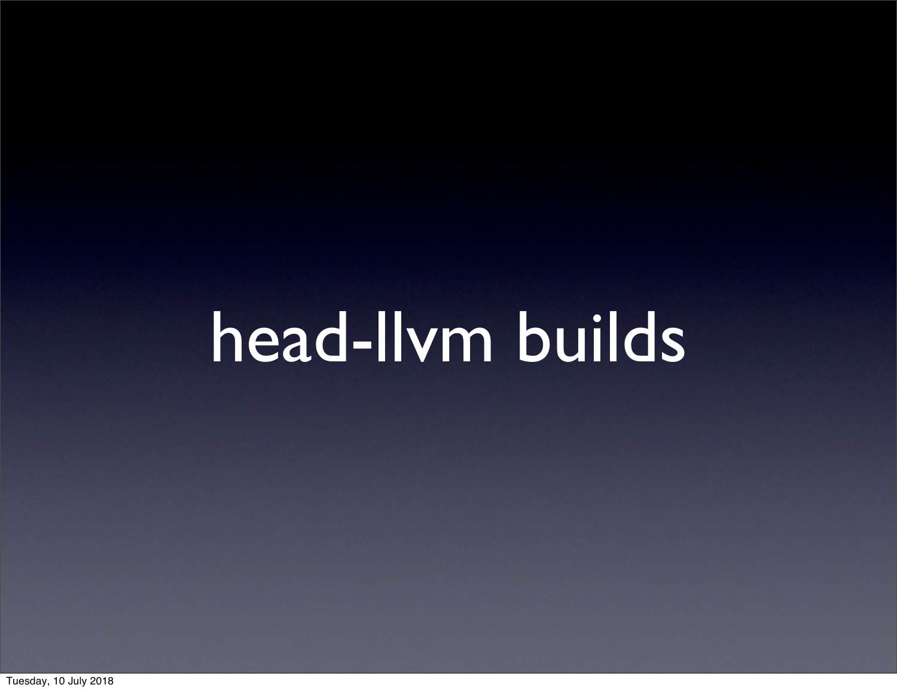# head-llvm builds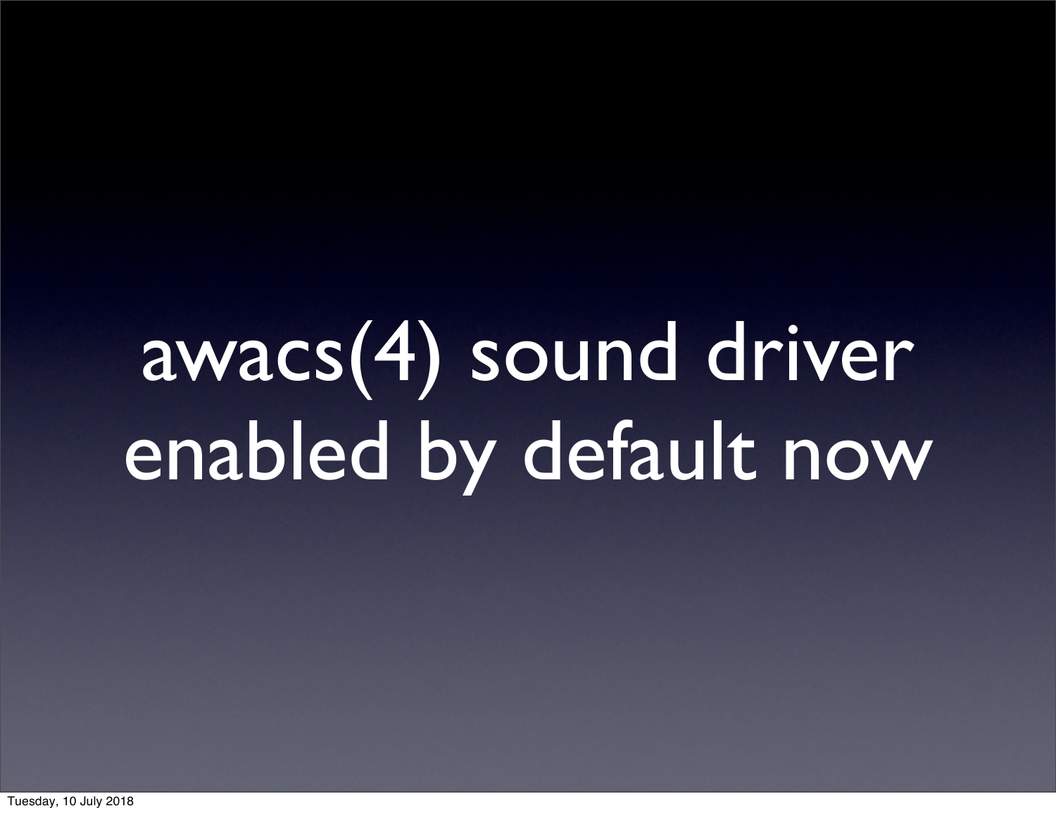# awacs(4) sound driver enabled by default now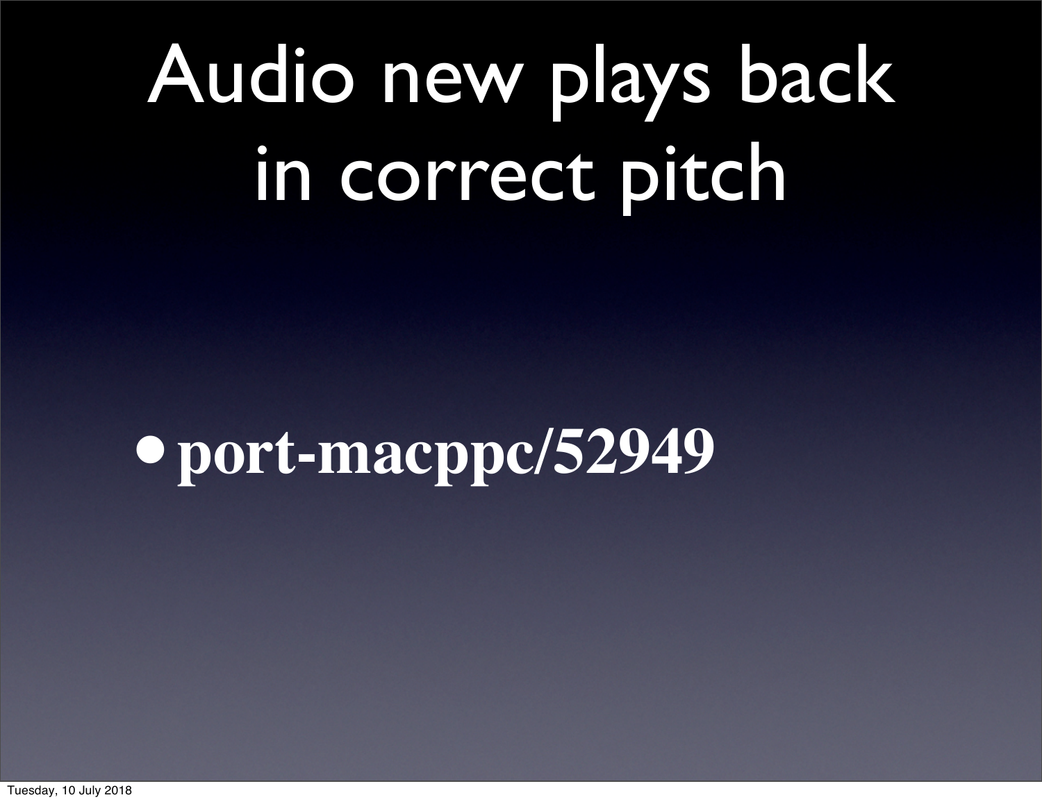# Audio new plays back in correct pitch

- **port-macppc/52949**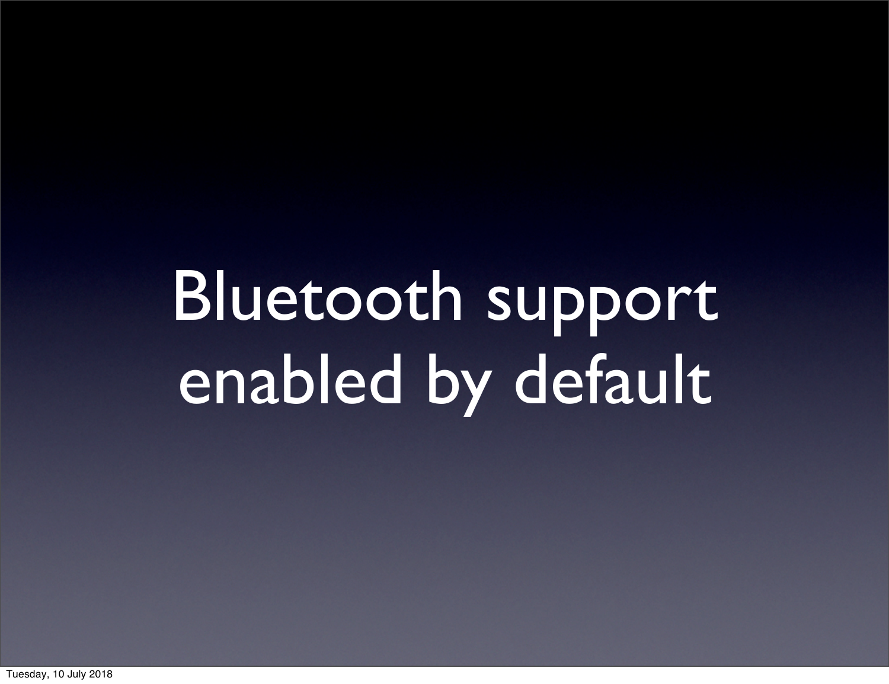# Bluetooth support enabled by default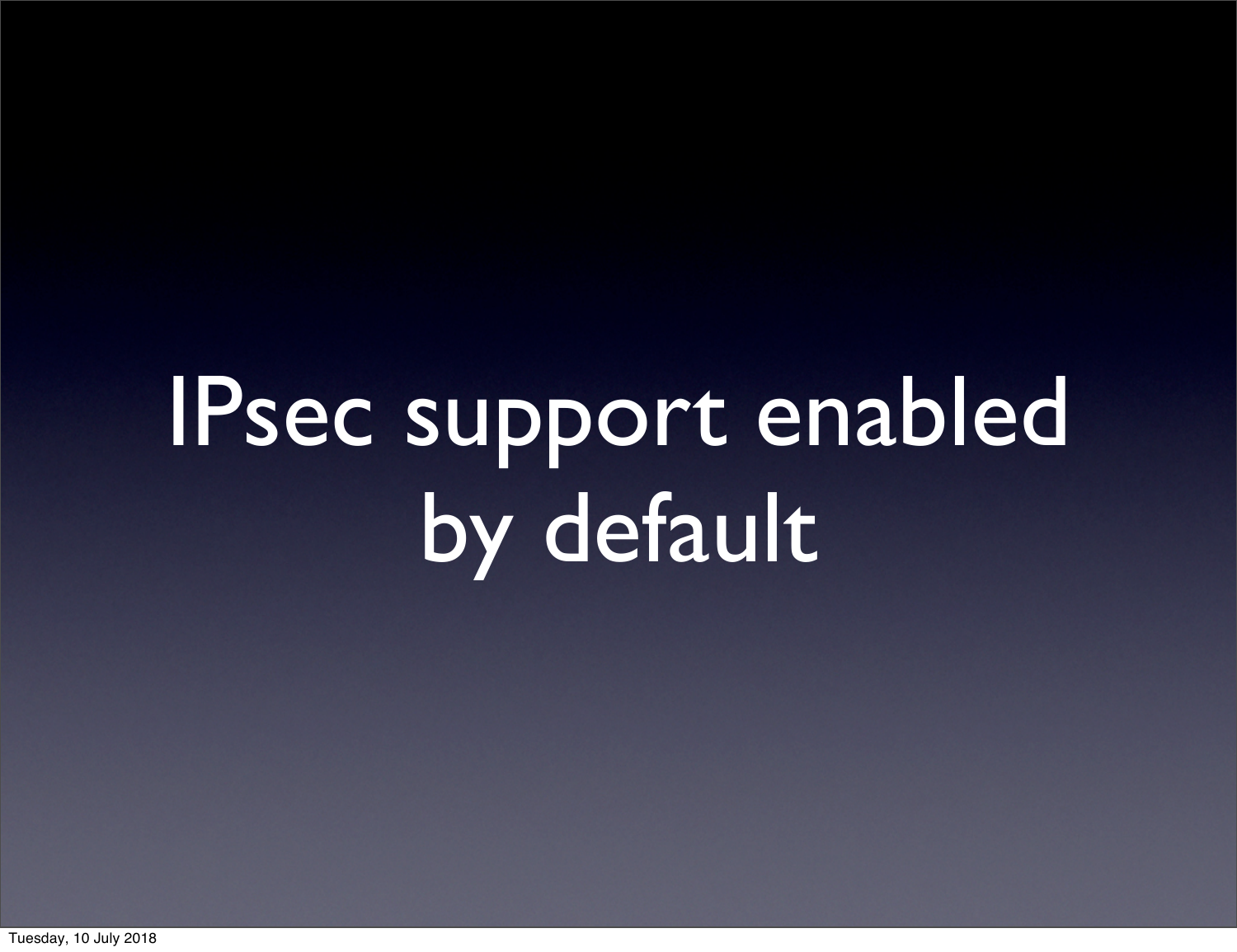# IPsec support enabled by default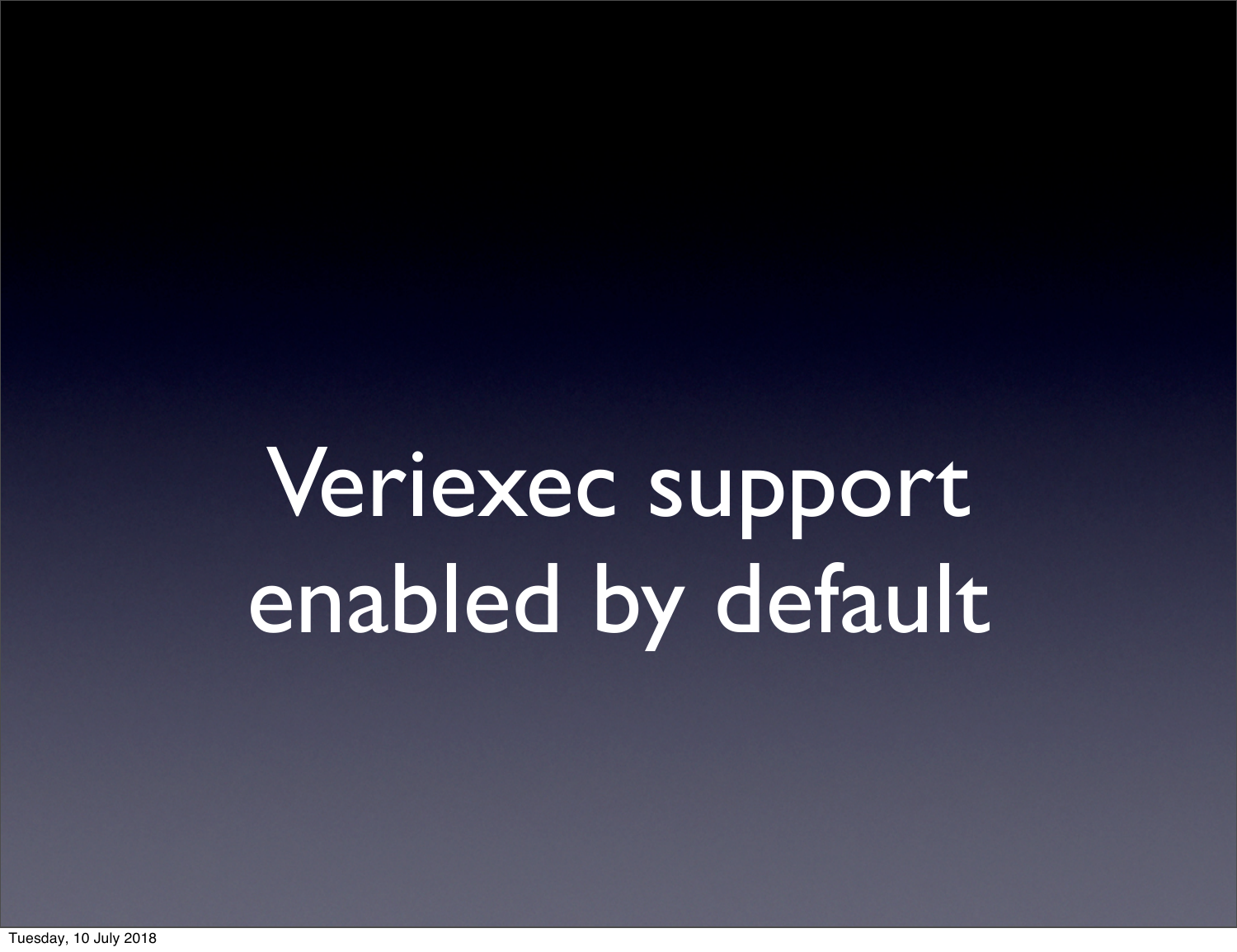# Veriexec support enabled by default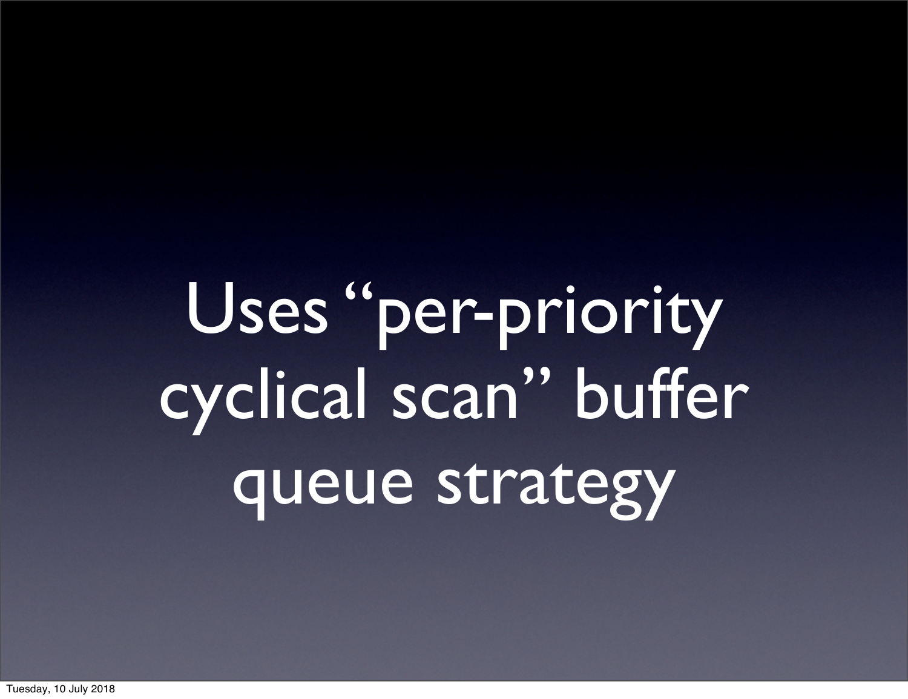# Uses "per-priority cyclical scan" buffer queue strategy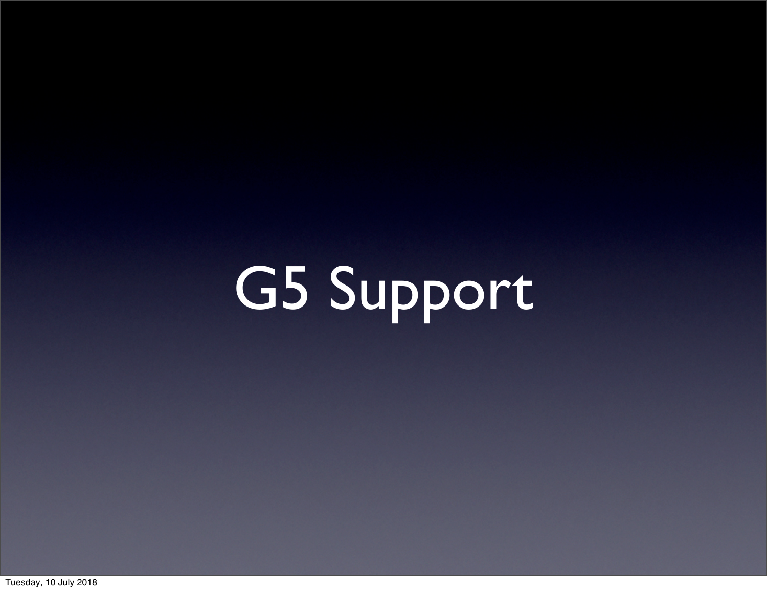# G5 Support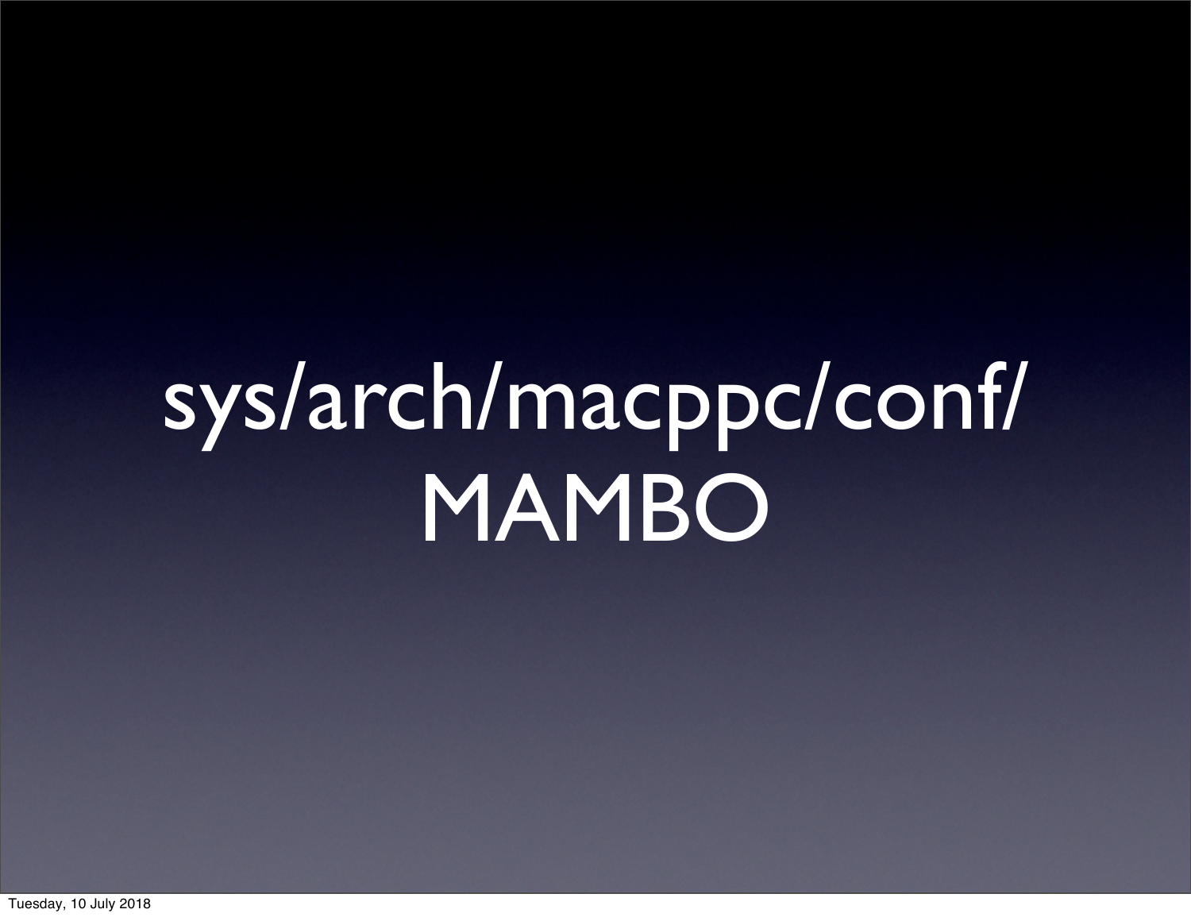# sys/arch/macppc/conf/MAMBO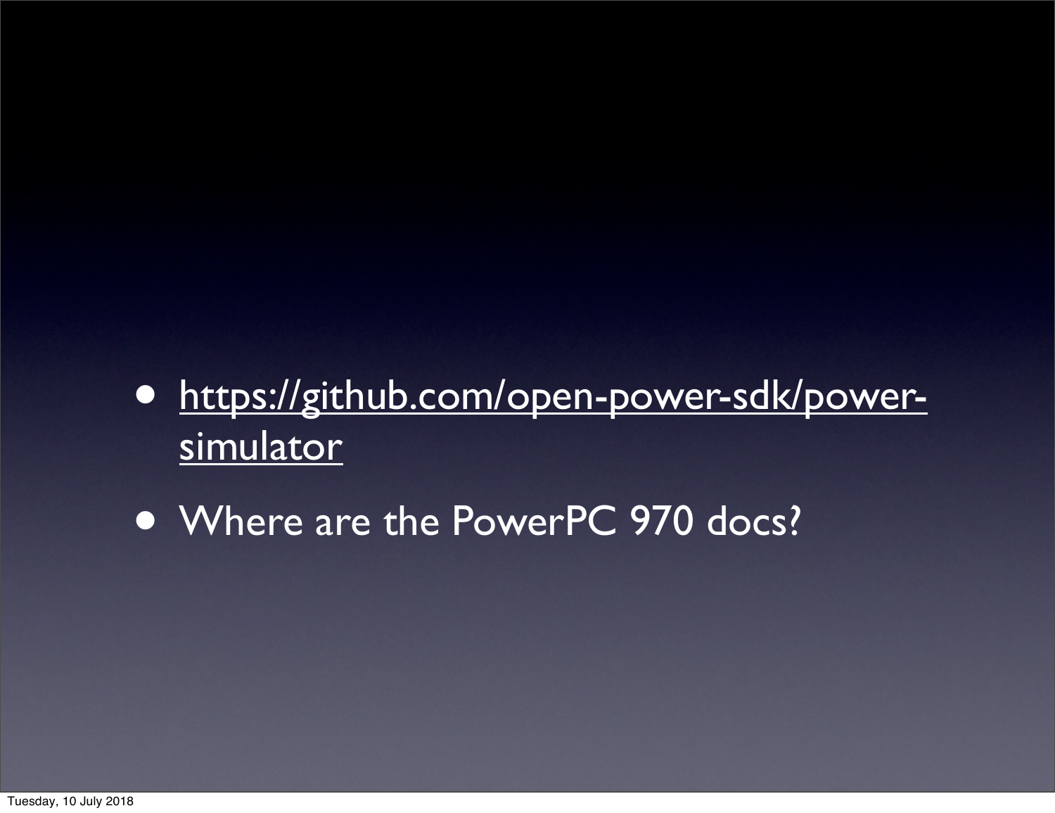- https://github.com/open-power-sdk/power-simulator
- Where are the PowerPC 970 docs?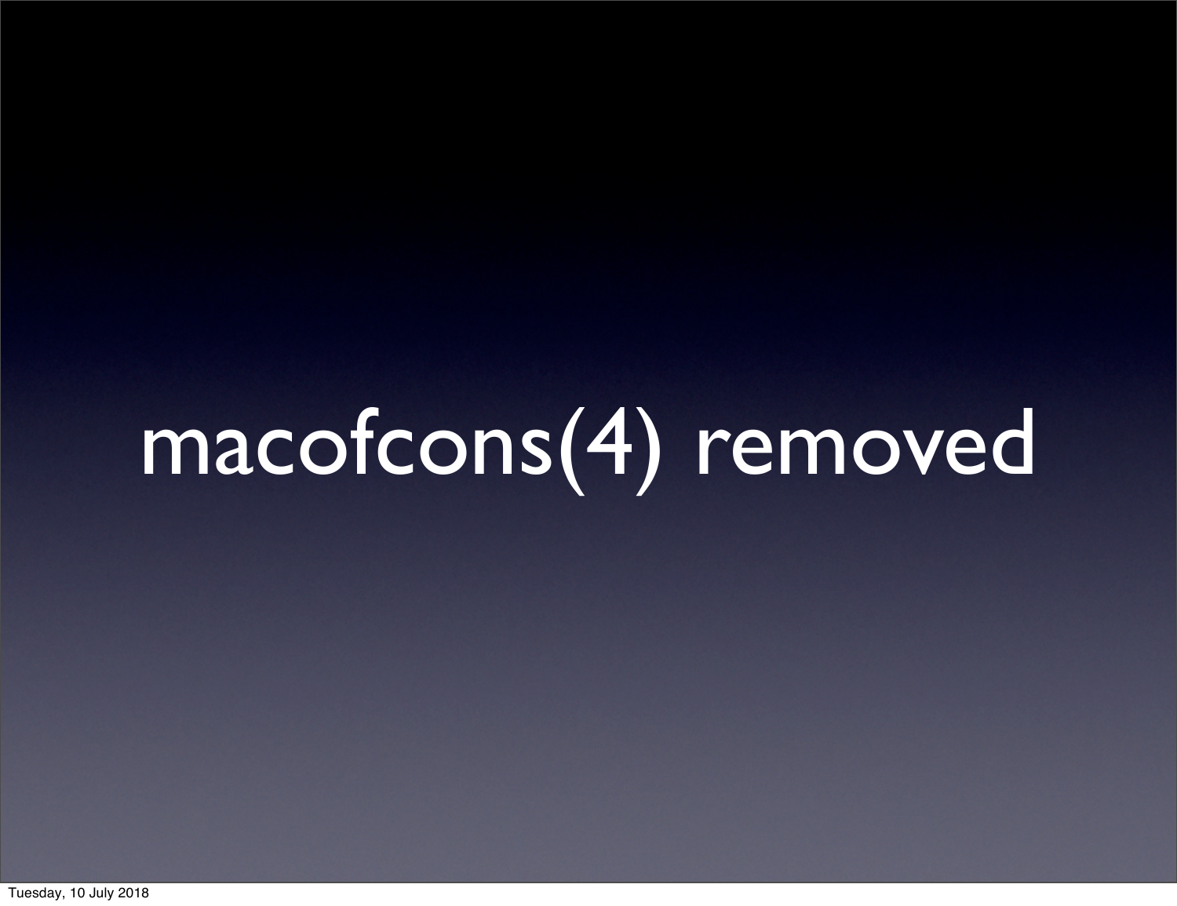# macofcons(4) removed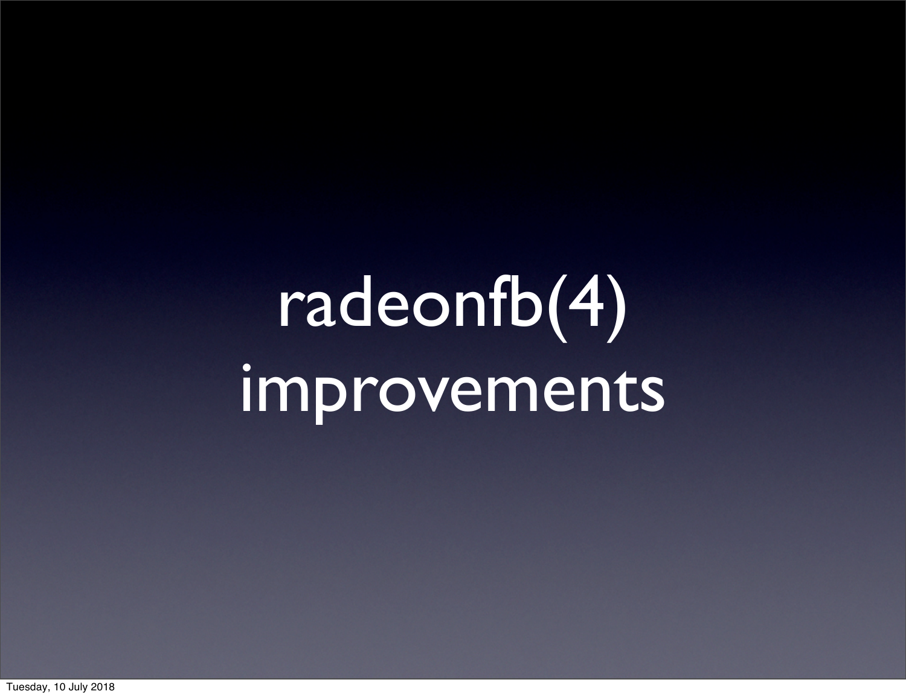# radeonfb(4) improvements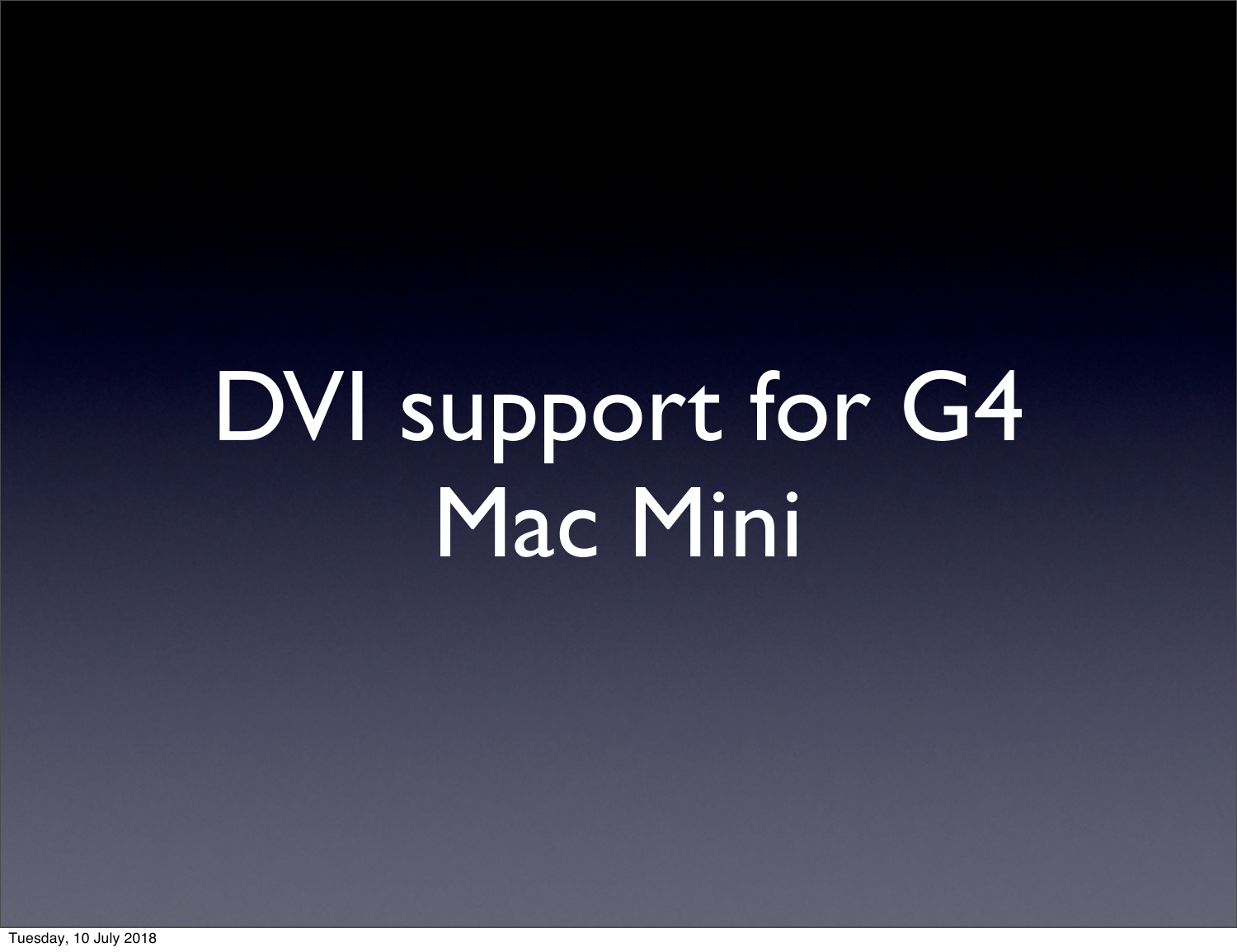# DVI support for G4 Mac Mini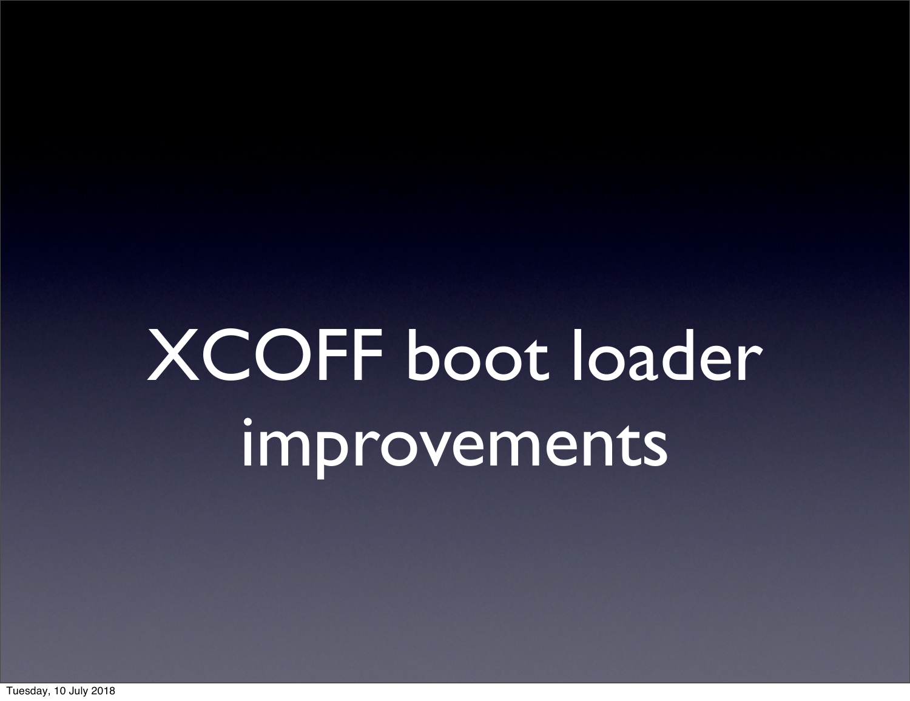# XCOFF boot loader improvements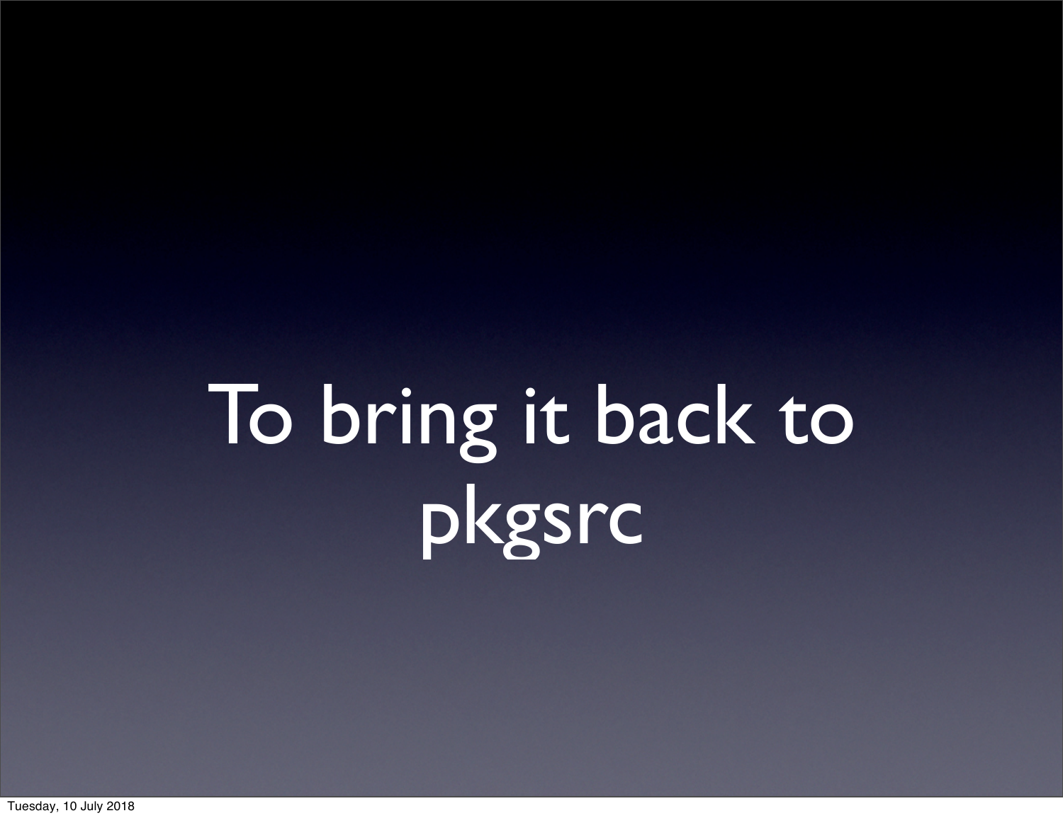# To bring it back to pkgsrc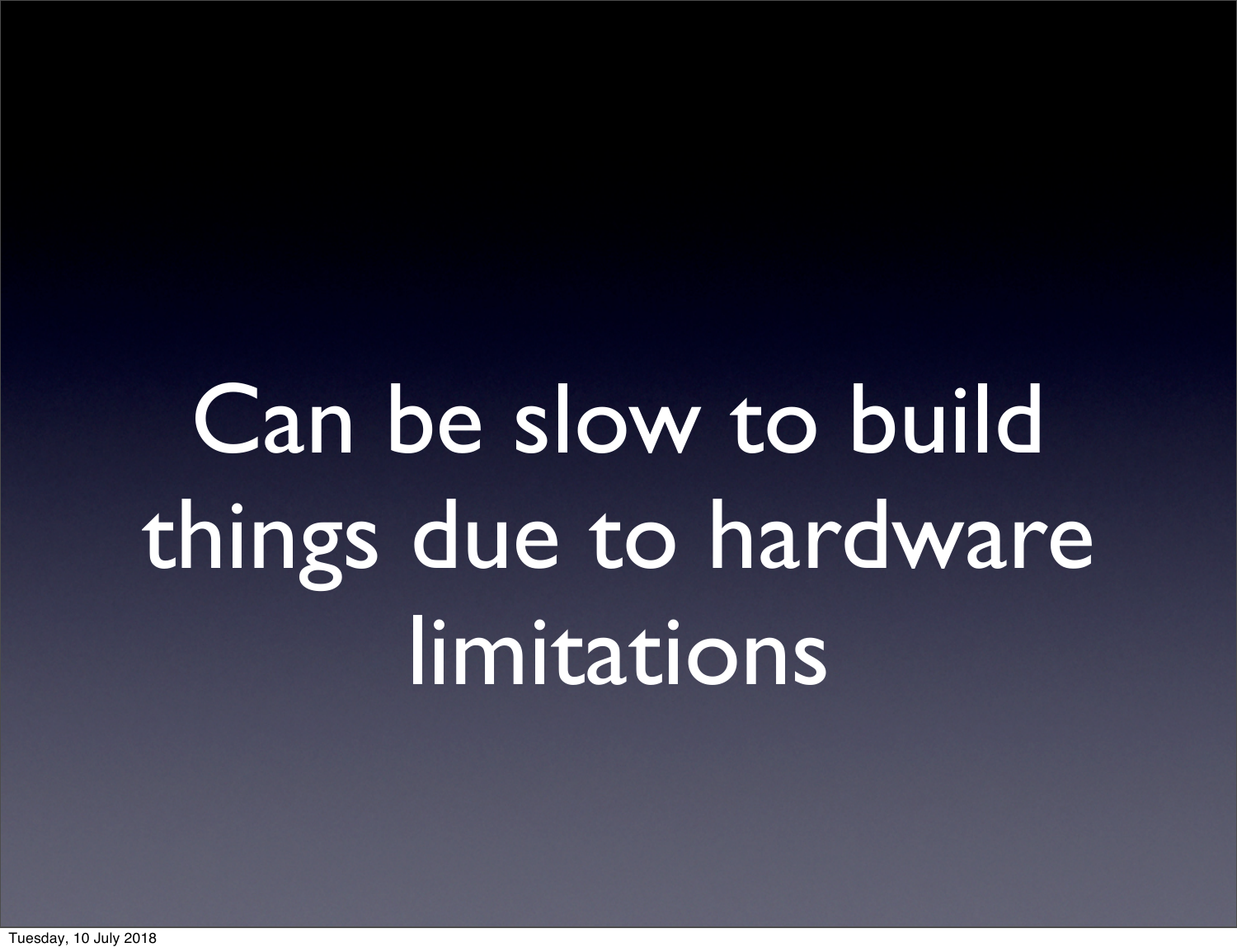# Can be slow to build things due to hardware limitations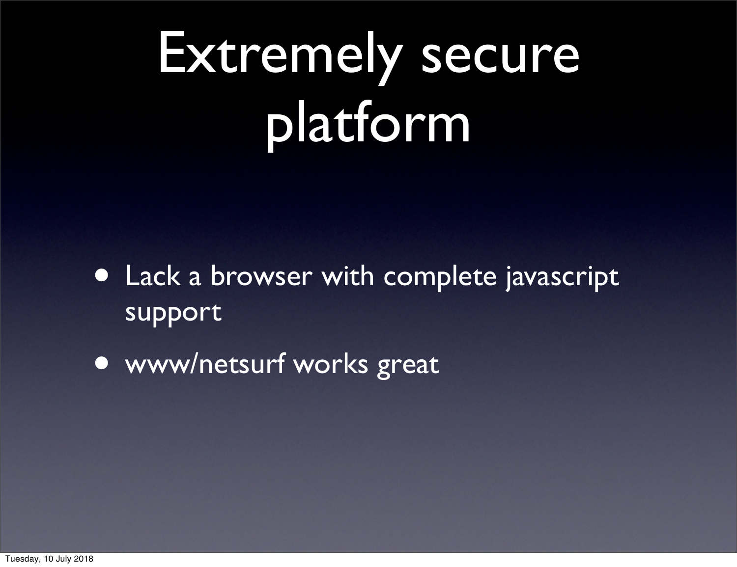# Extremely secure platform

- Lack a browser with complete javascript support
- www/netsurf works great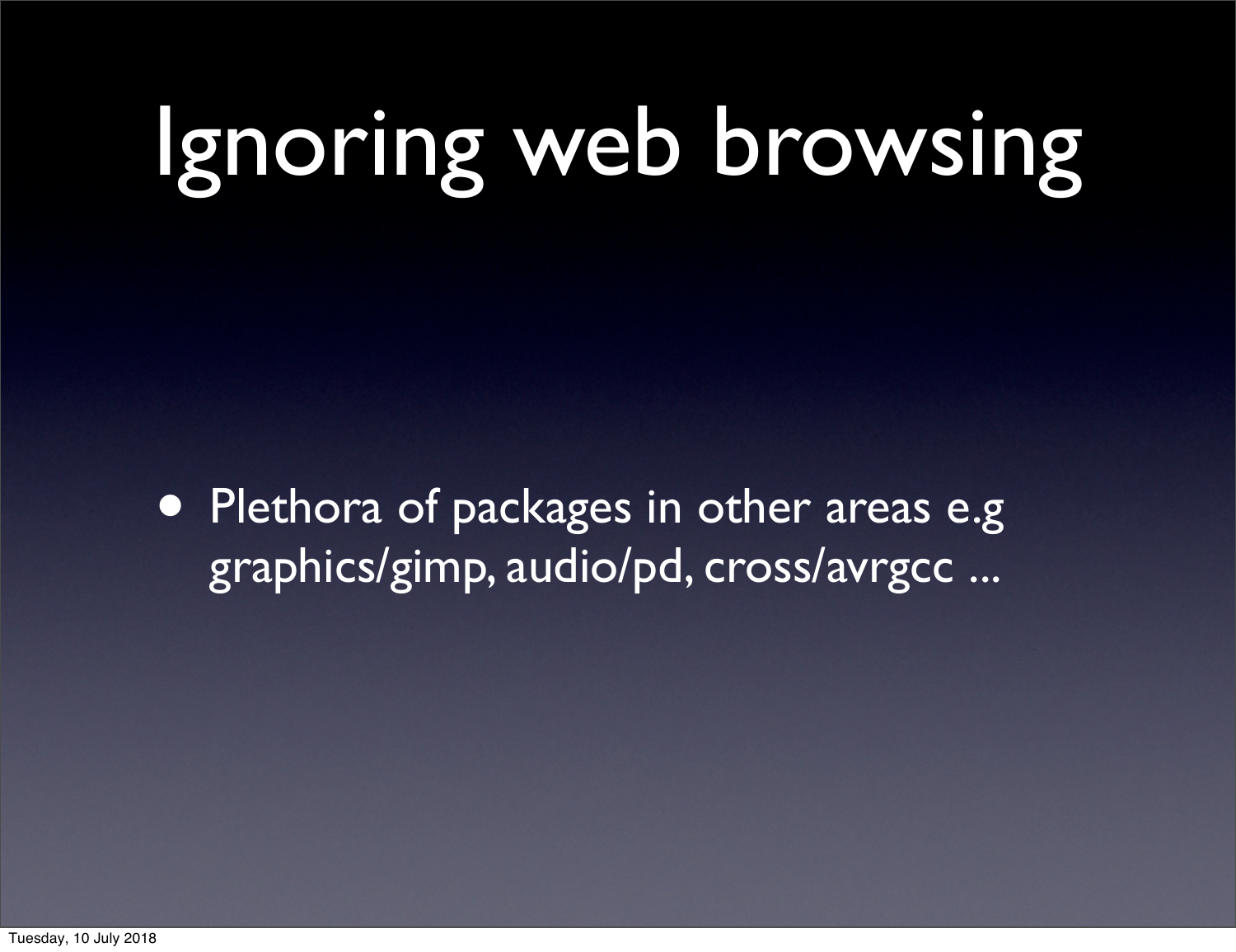# Ignoring web browsing

- Plethora of packages in other areas e.g graphics/gimp, audio/pd, cross/avrgcc ...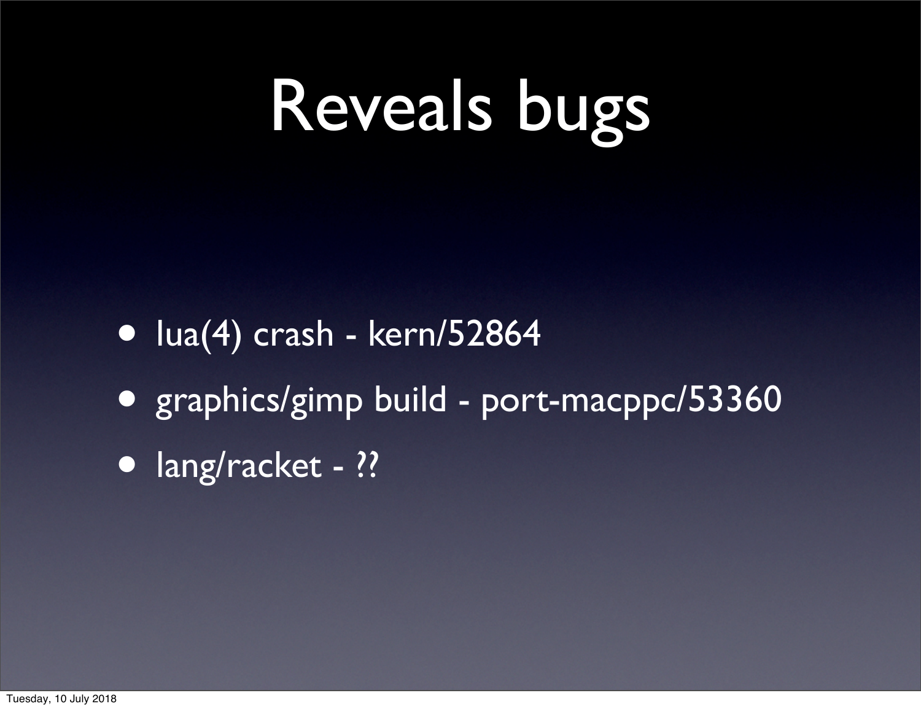# Reveals bugs

- lua(4) crash - kern/52864
- graphics/gimp build - port-macppc/53360
- lang/racket - ??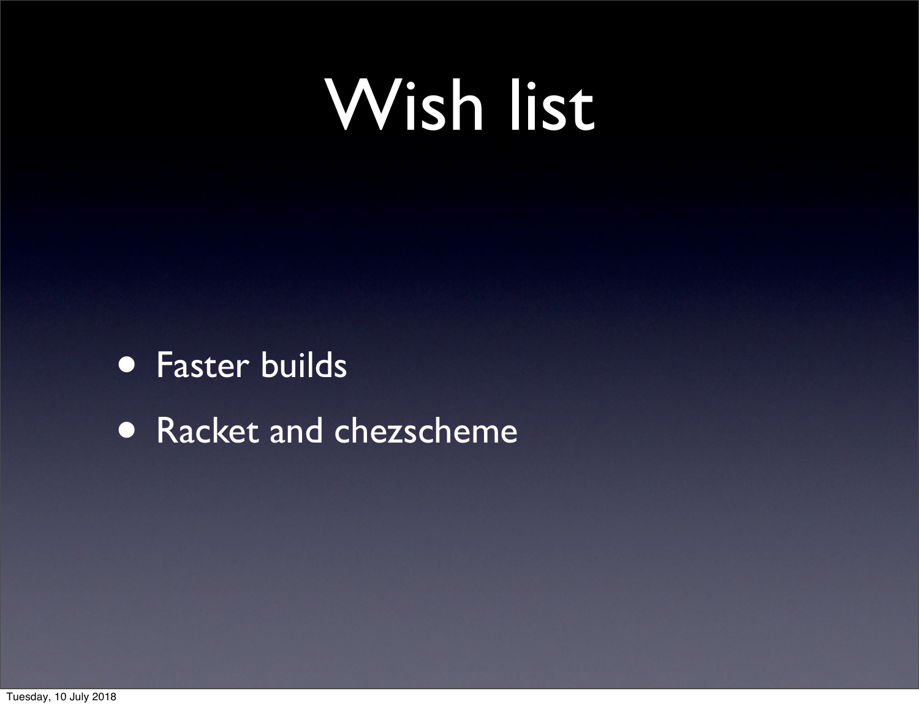# Wish list

- Faster builds
- Racket and chezscheme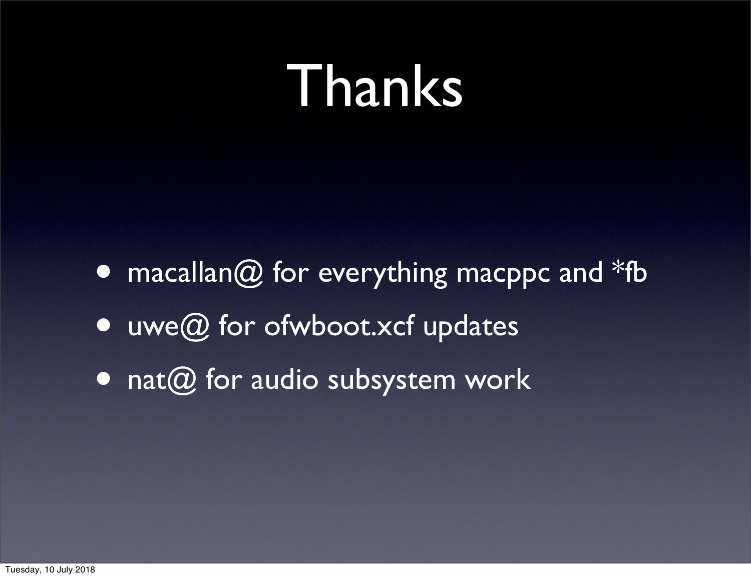# Thanks

- macallan@ for everything macppc and *fb
- uwe@ for ofwboot.xcf updates
- nat@ for audio subsystem work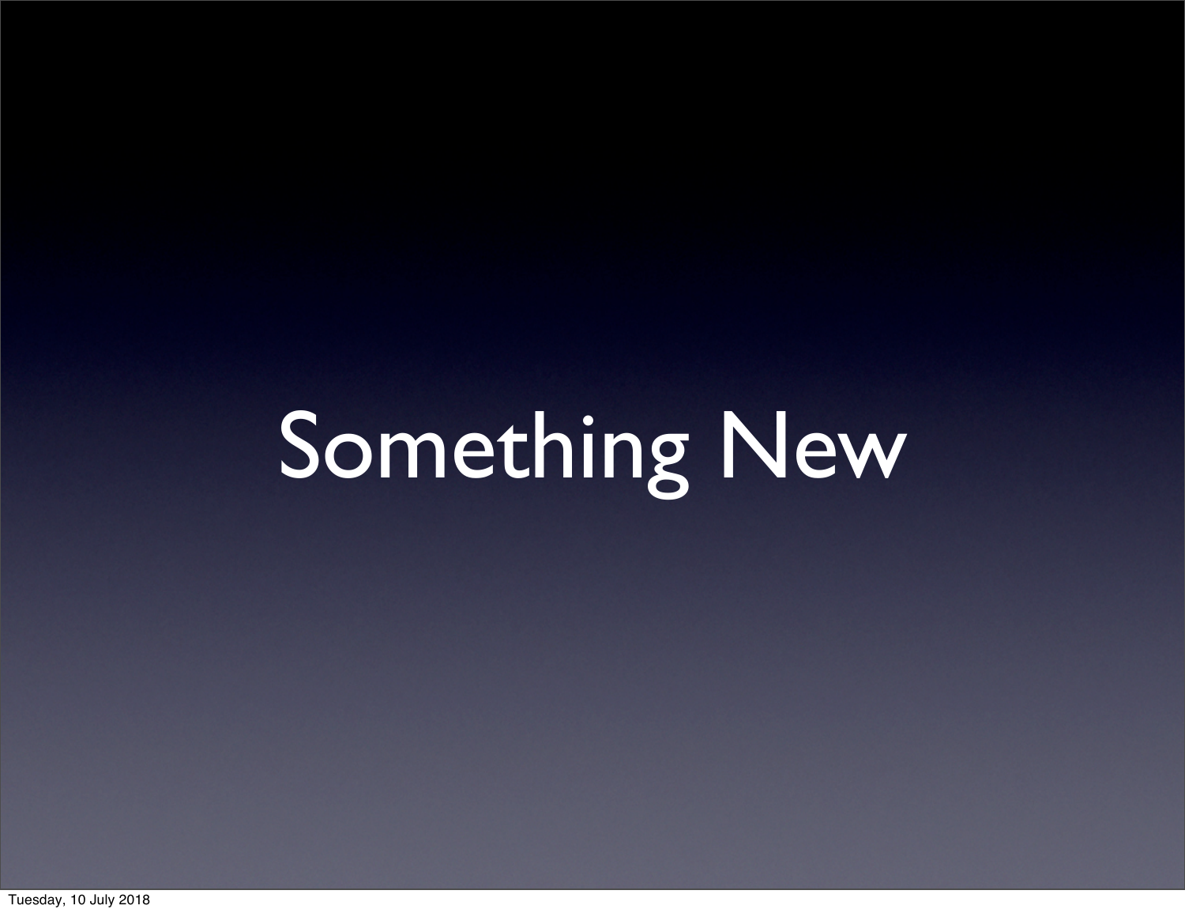# Something New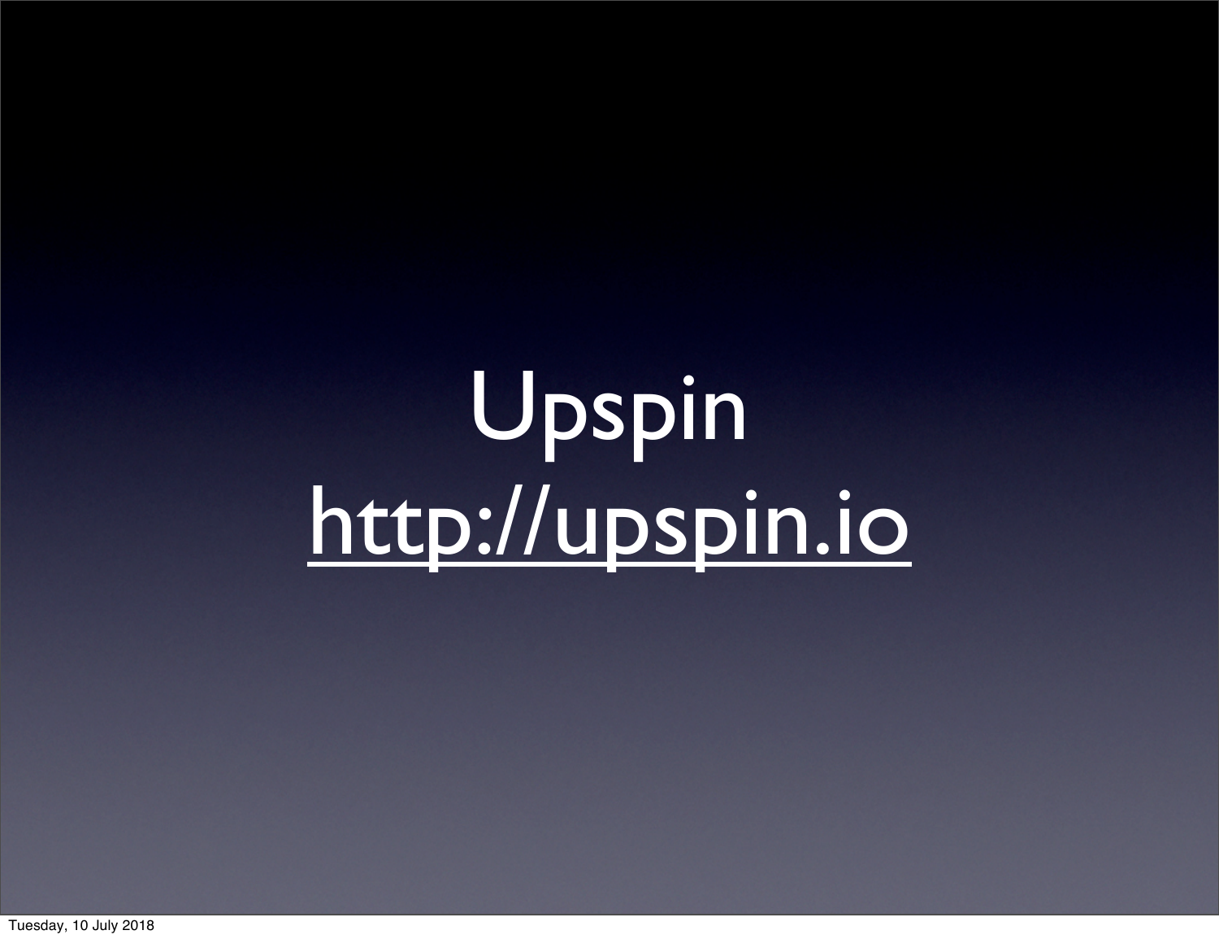# Upspin

http://upspin.io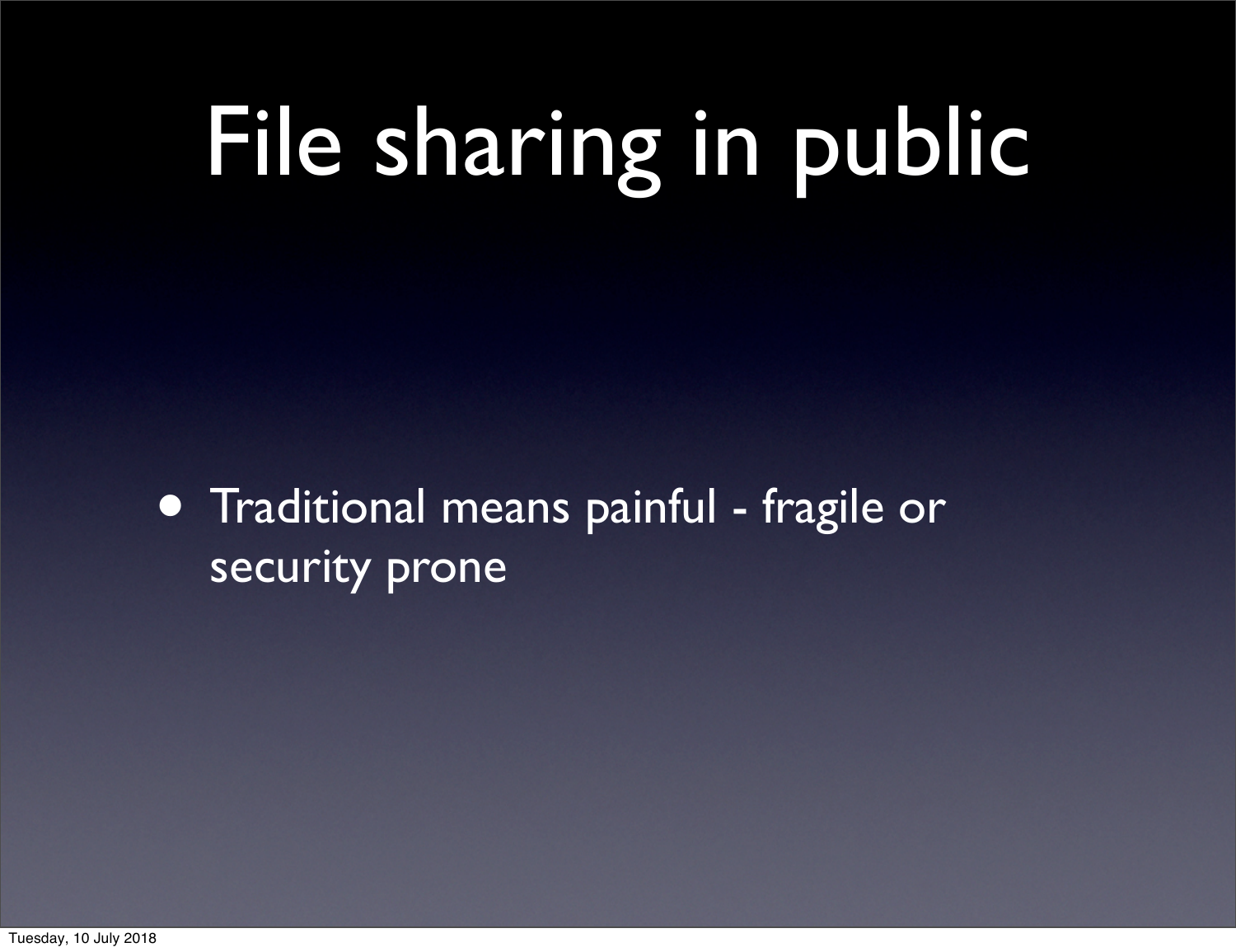# File sharing in public

- Traditional means painful - fragile or security prone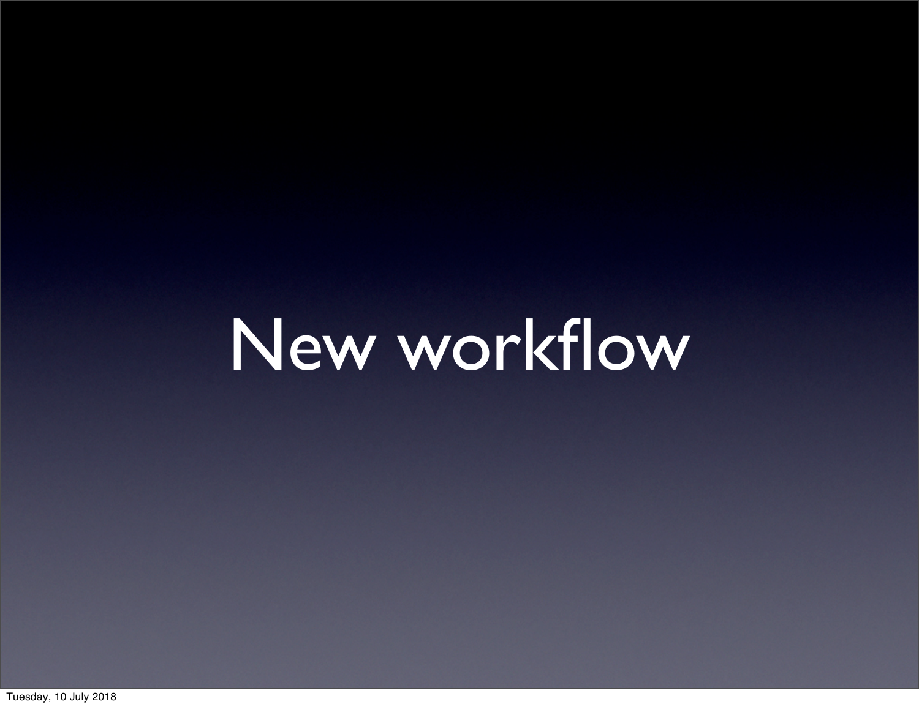# New workflow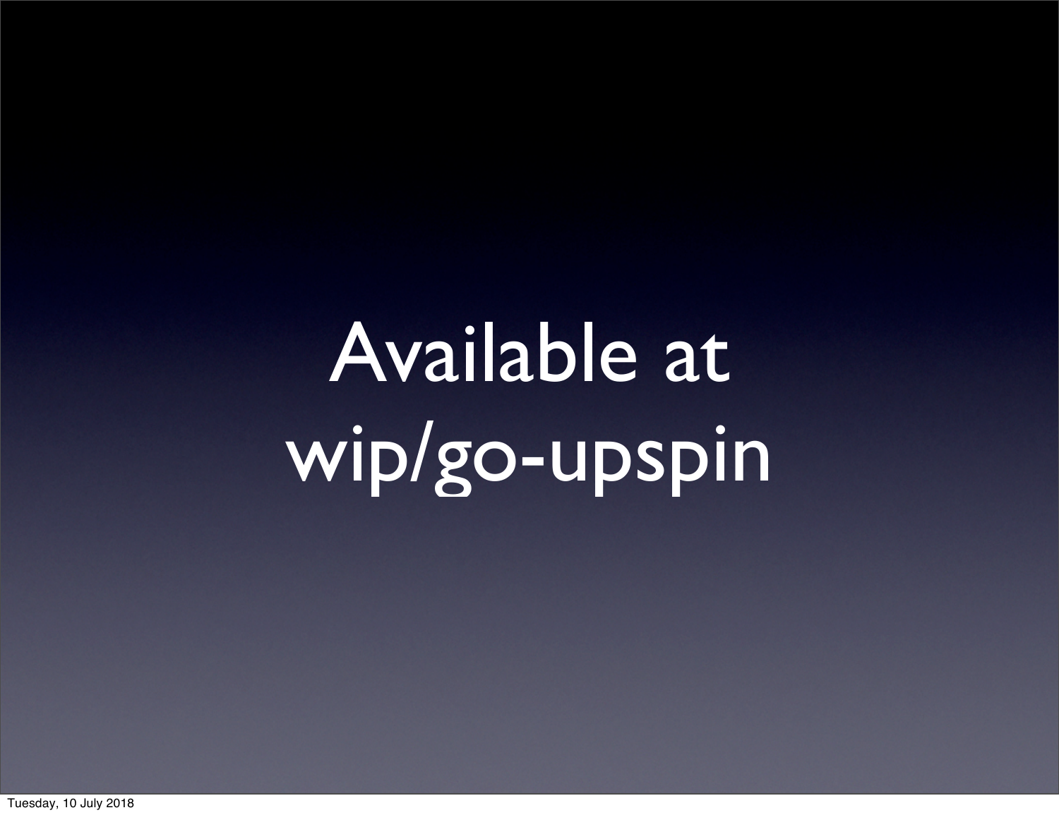# Available at wip/go-upspin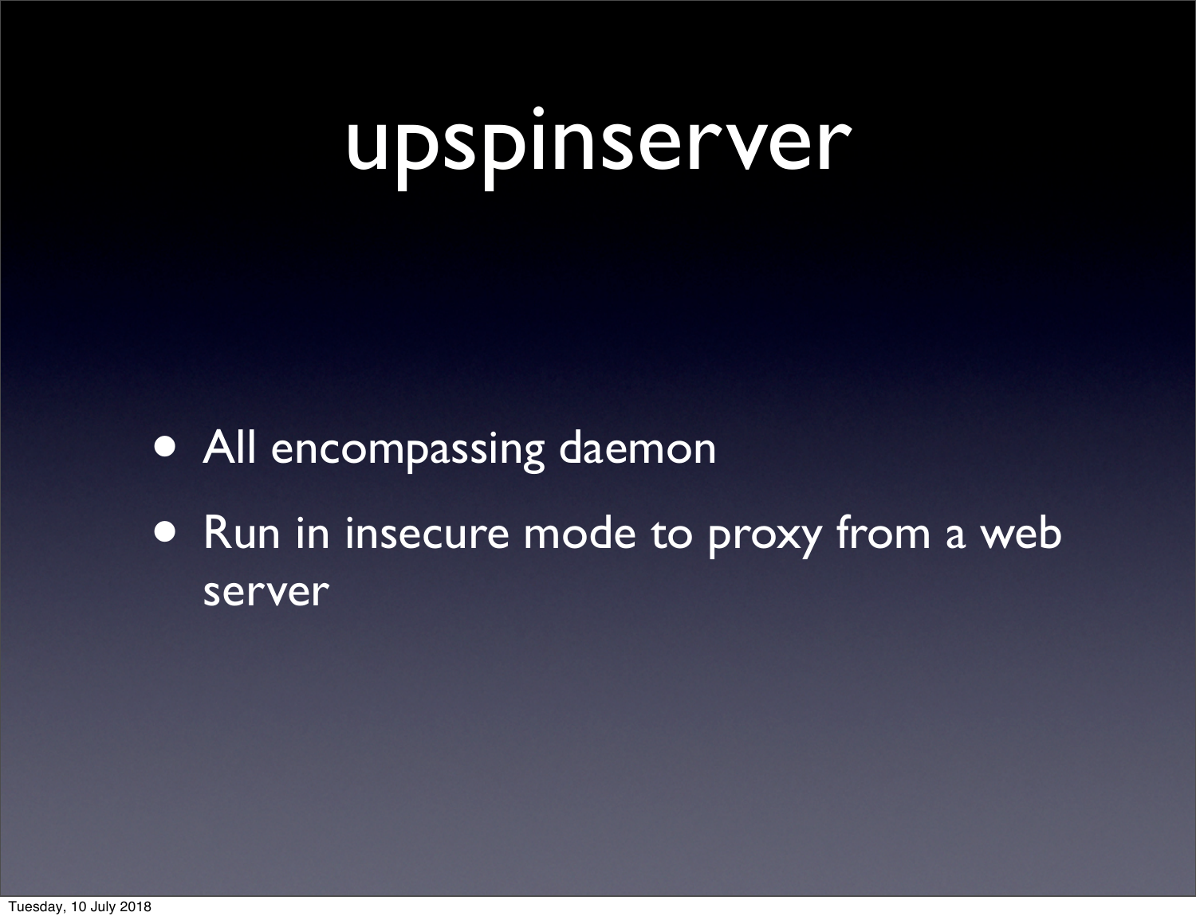# upspinserver

- All encompassing daemon
- Run in insecure mode to proxy from a web server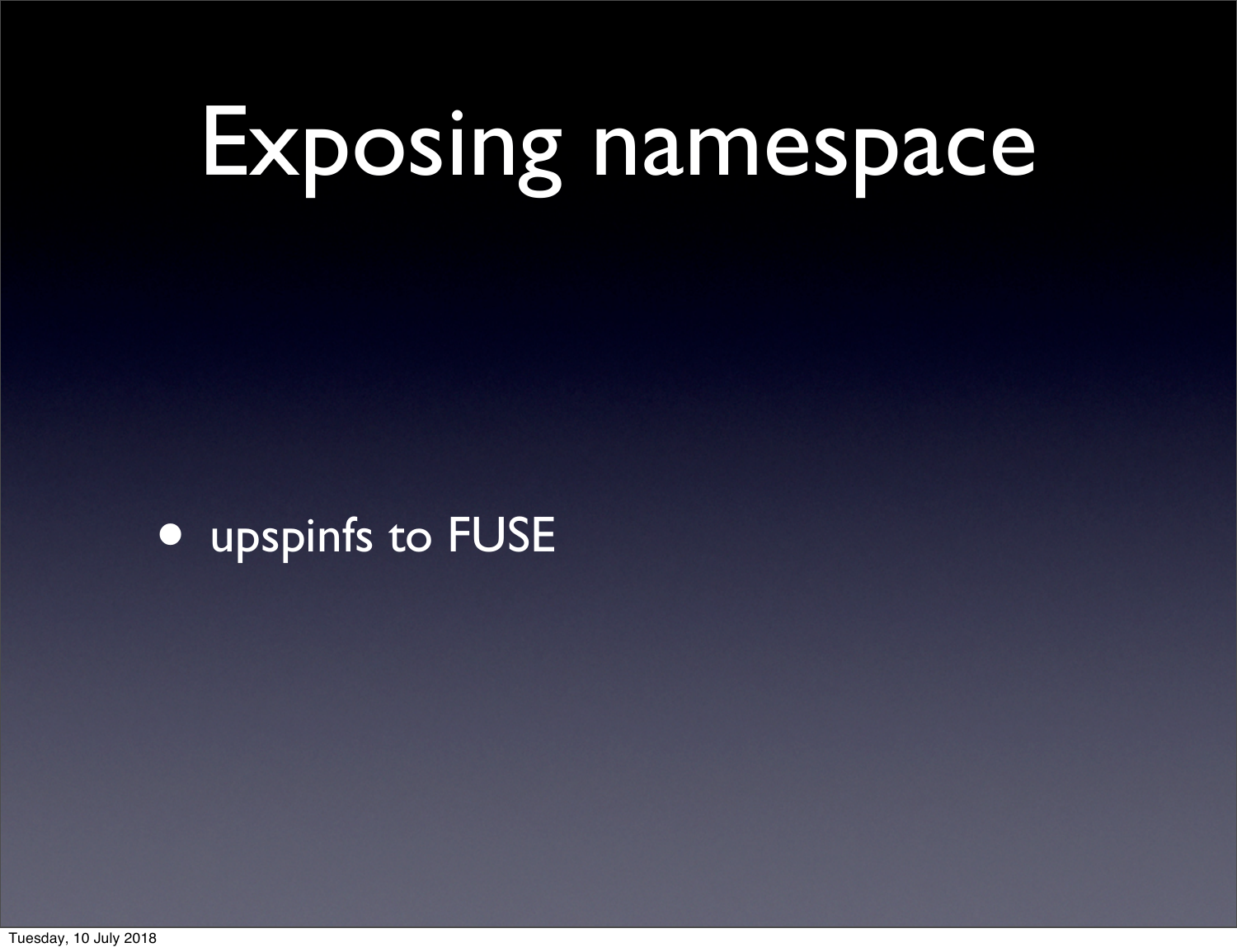# Exposing namespace

- upspinfs to FUSE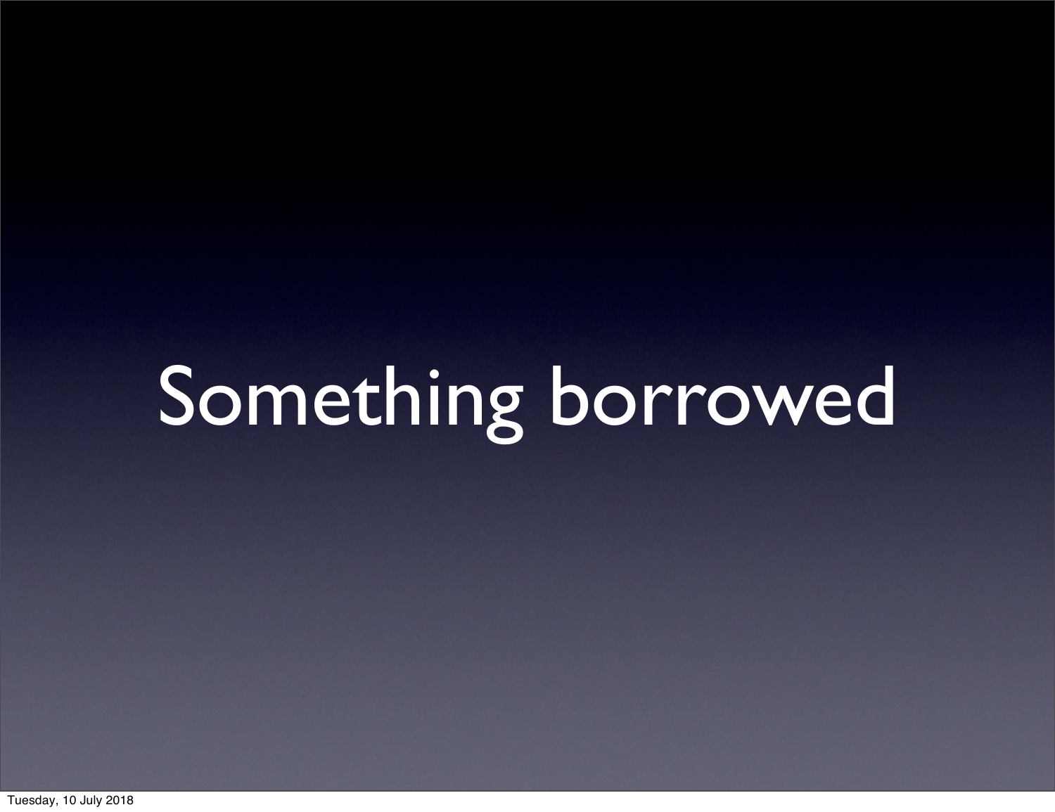# Something borrowed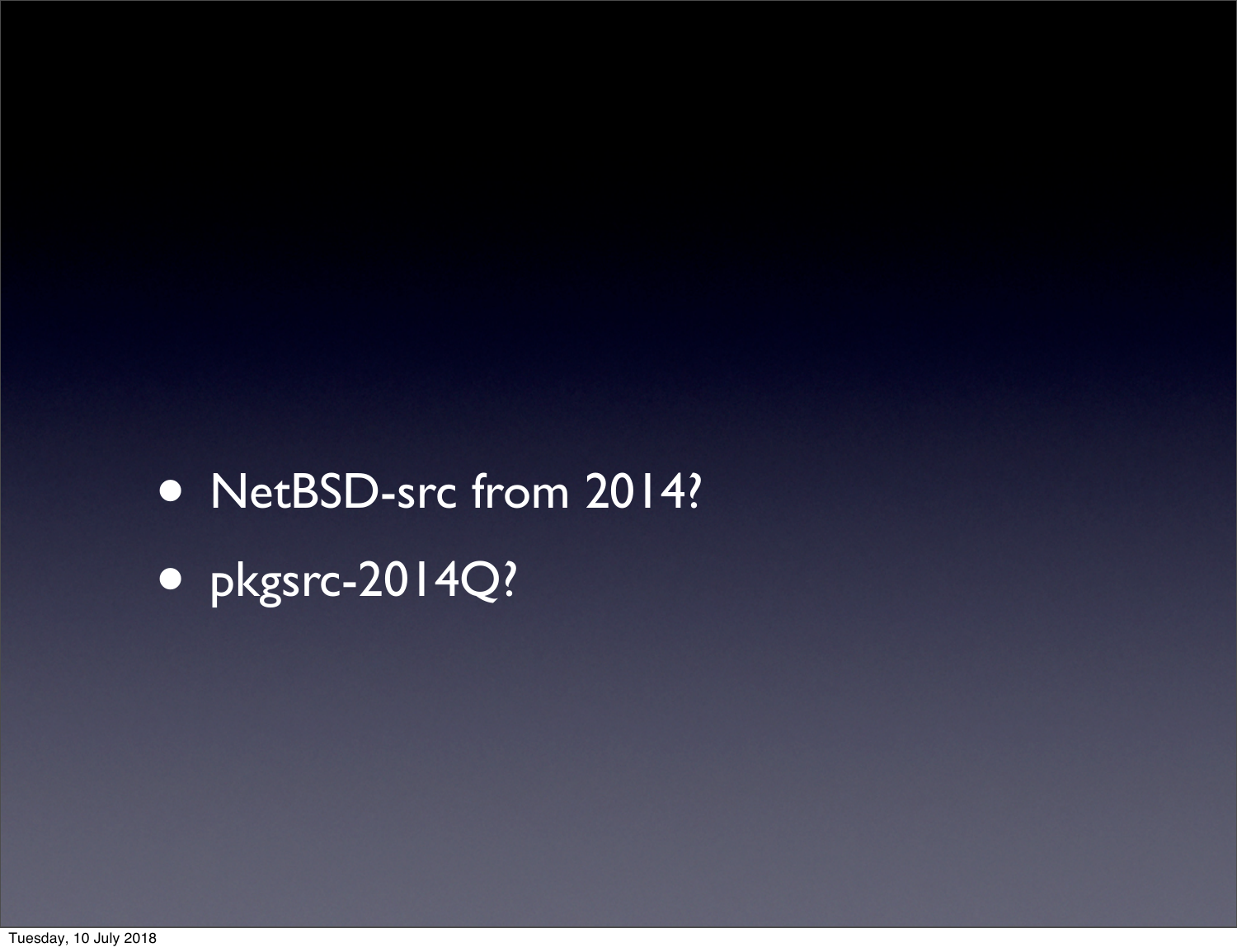- NetBSD-src from 2014?
- pkgsrc-2014Q?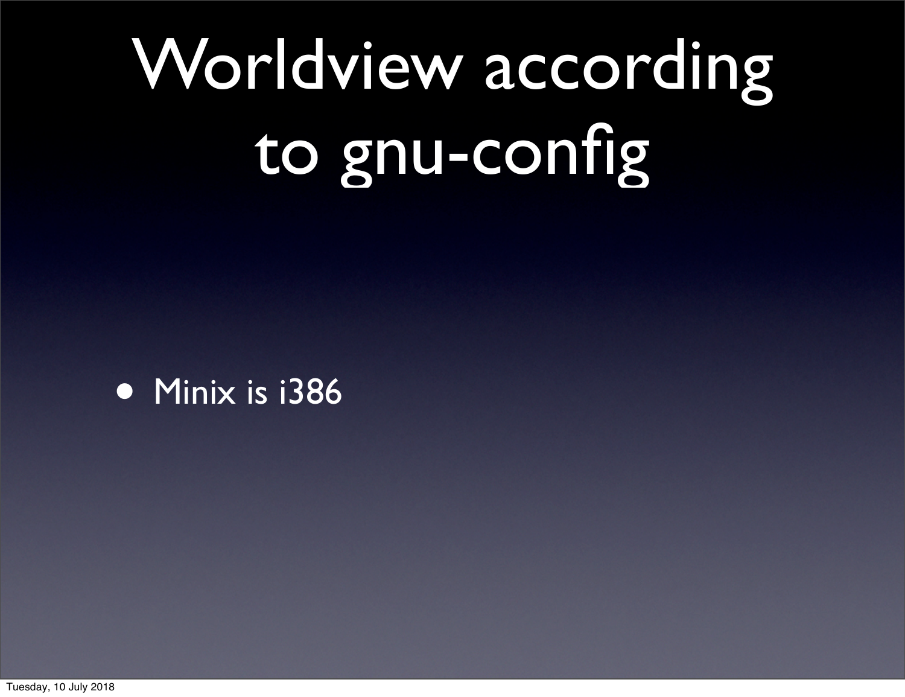# Worldview according to gnu-config

- Minix is i386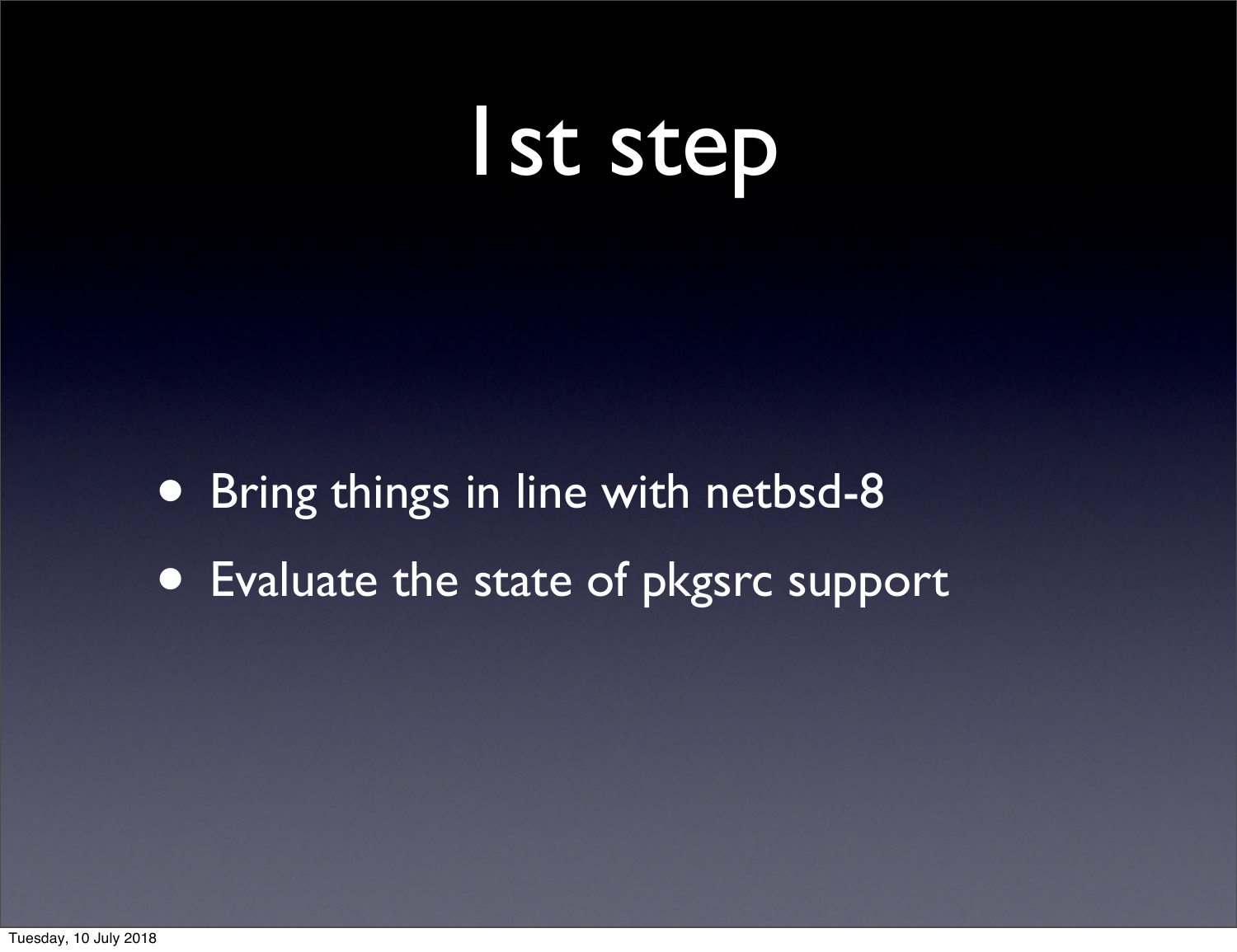# 1st step

- Bring things in line with netbsd-8
- Evaluate the state of pkgsrc support